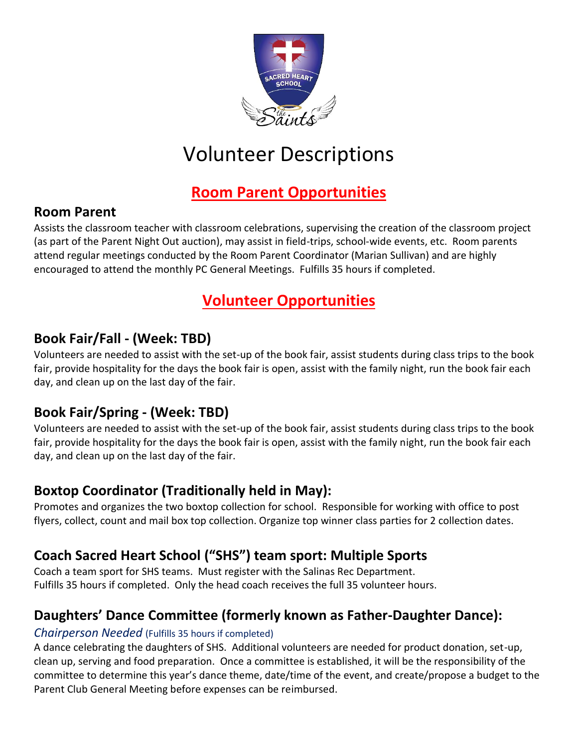# Volunteer Descriptions

## Room Parent Opportunities

### Room Parent

Assists the classroom teacher with classroom celebrations, supervising the creation of the classroom project (as part of the Parent Night Out auction), may assist in field-trips, school-wide events, etc. Room parents attend regular meetings conducted by the Room Parent Coordinator (Marian Sullivan) and are highly encouraged to attend the monthly PC General Meetings. Fulfills 35 hours if completed.

## Volunteer Opportunities

### Book Fair/Fall - (Week: TBD)

Volunteers are needed to assist with the set-up of the book fair, assist students during class trips to the book fair, provide hospitality for the days the book fair is open, assist with the family night, run the book fair each day, and clean up on the last day of the fair.

### Book Fair/Spring - (Week: TBD)

Volunteers are needed to assist with the set-up of the book fair, assist students during class trips to the book fair, provide hospitality for the days the book fair is open, assist with the family night, run the book fair each day, and clean up on the last day of the fair.

### Boxtop Coordinator (Traditionally held in May):

Promotes and organizes the two boxtop collection for school. Responsible for working with office to post flyers, collect, count and mail box top collection. Organize top winner class parties for 2 collection dates.

### Coach Sacred Heart School ("SHS") team sport: Multiple Sports

Coach a team sport for SHS teams. Must register with the Salinas Rec Department.
Fulfills 35 hours if completed. Only the head coach receives the full 35 volunteer hours.

### Daughters' Dance Committee (formerly known as Father-Daughter Dance):

*Chairperson Needed* (Fulfills 35 hours if completed)

A dance celebrating the daughters of SHS. Additional volunteers are needed for product donation, set-up, clean up, serving and food preparation. Once a committee is established, it will be the responsibility of the committee to determine this year's dance theme, date/time of the event, and create/propose a budget to the Parent Club General Meeting before expenses can be reimbursed.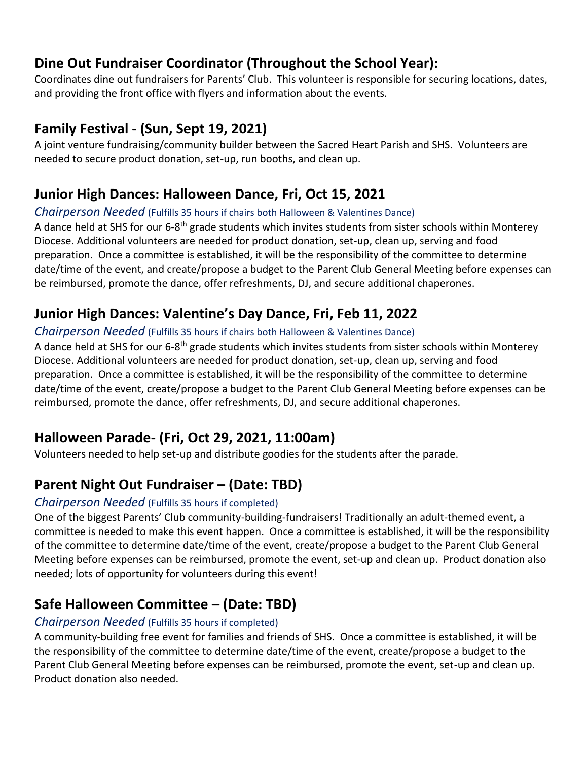## Dine Out Fundraiser Coordinator (Throughout the School Year):

Coordinates dine out fundraisers for Parents' Club. This volunteer is responsible for securing locations, dates, and providing the front office with flyers and information about the events.

## Family Festival - (Sun, Sept 19, 2021)

A joint venture fundraising/community builder between the Sacred Heart Parish and SHS. Volunteers are needed to secure product donation, set-up, run booths, and clean up.

## Junior High Dances: Halloween Dance, Fri, Oct 15, 2021

*Chairperson Needed* (Fulfills 35 hours if chairs both Halloween & Valentines Dance)

A dance held at SHS for our 6-8th grade students which invites students from sister schools within Monterey Diocese. Additional volunteers are needed for product donation, set-up, clean up, serving and food preparation. Once a committee is established, it will be the responsibility of the committee to determine date/time of the event, and create/propose a budget to the Parent Club General Meeting before expenses can be reimbursed, promote the dance, offer refreshments, DJ, and secure additional chaperones.

## Junior High Dances: Valentine's Day Dance, Fri, Feb 11, 2022

*Chairperson Needed* (Fulfills 35 hours if chairs both Halloween & Valentines Dance)

A dance held at SHS for our 6-8th grade students which invites students from sister schools within Monterey Diocese. Additional volunteers are needed for product donation, set-up, clean up, serving and food preparation. Once a committee is established, it will be the responsibility of the committee to determine date/time of the event, create/propose a budget to the Parent Club General Meeting before expenses can be reimbursed, promote the dance, offer refreshments, DJ, and secure additional chaperones.

## Halloween Parade- (Fri, Oct 29, 2021, 11:00am)

Volunteers needed to help set-up and distribute goodies for the students after the parade.

## Parent Night Out Fundraiser – (Date: TBD)

*Chairperson Needed* (Fulfills 35 hours if completed)

One of the biggest Parents' Club community-building-fundraisers! Traditionally an adult-themed event, a committee is needed to make this event happen. Once a committee is established, it will be the responsibility of the committee to determine date/time of the event, create/propose a budget to the Parent Club General Meeting before expenses can be reimbursed, promote the event, set-up and clean up. Product donation also needed; lots of opportunity for volunteers during this event!

## Safe Halloween Committee – (Date: TBD)

*Chairperson Needed* (Fulfills 35 hours if completed)

A community-building free event for families and friends of SHS. Once a committee is established, it will be the responsibility of the committee to determine date/time of the event, create/propose a budget to the Parent Club General Meeting before expenses can be reimbursed, promote the event, set-up and clean up. Product donation also needed.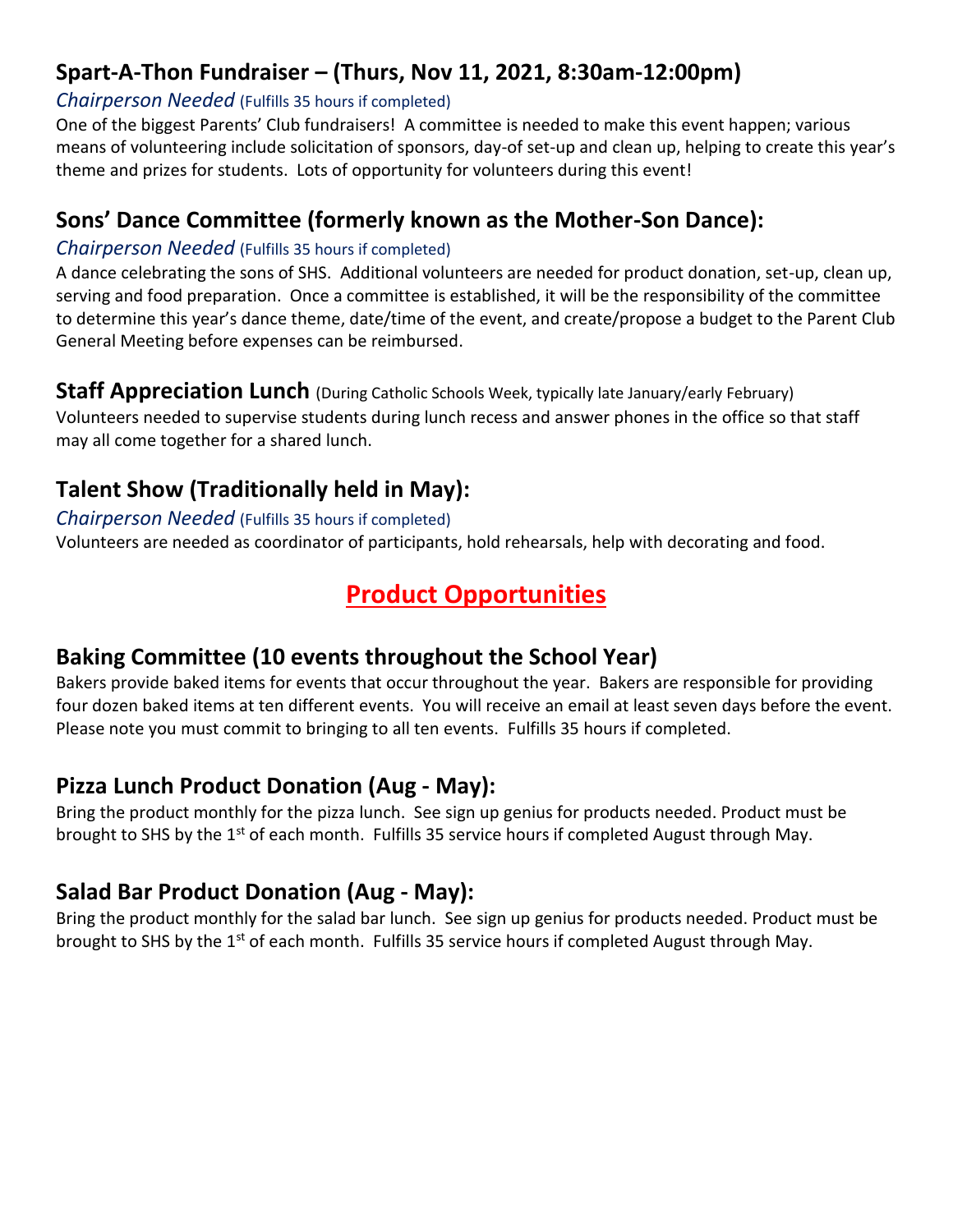## Spart-A-Thon Fundraiser – (Thurs, Nov 11, 2021, 8:30am-12:00pm)

*Chairperson Needed* (Fulfills 35 hours if completed)

One of the biggest Parents' Club fundraisers! A committee is needed to make this event happen; various means of volunteering include solicitation of sponsors, day-of set-up and clean up, helping to create this year's theme and prizes for students. Lots of opportunity for volunteers during this event!

## Sons' Dance Committee (formerly known as the Mother-Son Dance):

*Chairperson Needed* (Fulfills 35 hours if completed)

A dance celebrating the sons of SHS. Additional volunteers are needed for product donation, set-up, clean up, serving and food preparation. Once a committee is established, it will be the responsibility of the committee to determine this year's dance theme, date/time of the event, and create/propose a budget to the Parent Club General Meeting before expenses can be reimbursed.

## Staff Appreciation Lunch (During Catholic Schools Week, typically late January/early February)

Volunteers needed to supervise students during lunch recess and answer phones in the office so that staff may all come together for a shared lunch.

## Talent Show (Traditionally held in May):

*Chairperson Needed* (Fulfills 35 hours if completed)

Volunteers are needed as coordinator of participants, hold rehearsals, help with decorating and food.

# Product Opportunities

## Baking Committee (10 events throughout the School Year)

Bakers provide baked items for events that occur throughout the year. Bakers are responsible for providing four dozen baked items at ten different events. You will receive an email at least seven days before the event. Please note you must commit to bringing to all ten events. Fulfills 35 hours if completed.

## Pizza Lunch Product Donation (Aug - May):

Bring the product monthly for the pizza lunch. See sign up genius for products needed. Product must be brought to SHS by the 1st of each month. Fulfills 35 service hours if completed August through May.

## Salad Bar Product Donation (Aug - May):

Bring the product monthly for the salad bar lunch. See sign up genius for products needed. Product must be brought to SHS by the 1st of each month. Fulfills 35 service hours if completed August through May.